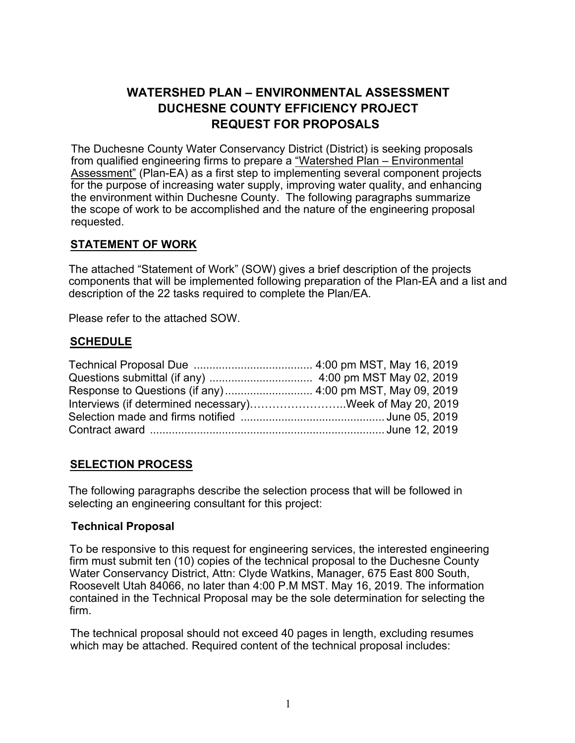# WATERSHED PLAN – ENVIRONMENTAL ASSESSMENT
# DUCHESNE COUNTY EFFICIENCY PROJECT
# REQUEST FOR PROPOSALS

The Duchesne County Water Conservancy District (District) is seeking proposals from qualified engineering firms to prepare a "Watershed Plan – Environmental Assessment" (Plan-EA) as a first step to implementing several component projects for the purpose of increasing water supply, improving water quality, and enhancing the environment within Duchesne County. The following paragraphs summarize the scope of work to be accomplished and the nature of the engineering proposal requested.

## STATEMENT OF WORK

The attached "Statement of Work" (SOW) gives a brief description of the projects components that will be implemented following preparation of the Plan-EA and a list and description of the 22 tasks required to complete the Plan/EA.

Please refer to the attached SOW.

## SCHEDULE

Technical Proposal Due ...................................... 4:00 pm MST, May 16, 2019
Questions submittal (if any) ................................. 4:00 pm MST May 02, 2019
Response to Questions (if any) ............................ 4:00 pm MST, May 09, 2019
Interviews (if determined necessary)……………………..Week of May 20, 2019
Selection made and firms notified .............................................. June 05, 2019
Contract award .......................................................................... June 12, 2019

## SELECTION PROCESS

The following paragraphs describe the selection process that will be followed in selecting an engineering consultant for this project:

### Technical Proposal

To be responsive to this request for engineering services, the interested engineering firm must submit ten (10) copies of the technical proposal to the Duchesne County Water Conservancy District, Attn: Clyde Watkins, Manager, 675 East 800 South, Roosevelt Utah 84066, no later than 4:00 P.M MST. May 16, 2019. The information contained in the Technical Proposal may be the sole determination for selecting the firm.

The technical proposal should not exceed 40 pages in length, excluding resumes which may be attached. Required content of the technical proposal includes: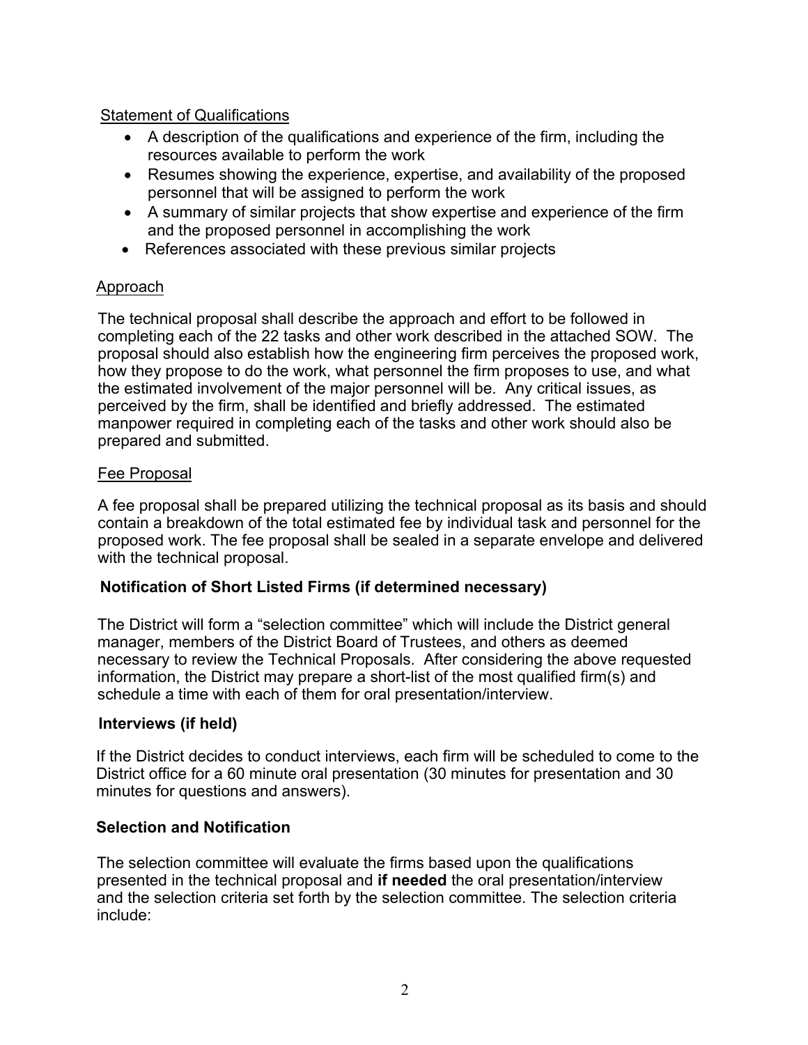Statement of Qualifications

- A description of the qualifications and experience of the firm, including the resources available to perform the work
- Resumes showing the experience, expertise, and availability of the proposed personnel that will be assigned to perform the work
- A summary of similar projects that show expertise and experience of the firm and the proposed personnel in accomplishing the work
- References associated with these previous similar projects

Approach

The technical proposal shall describe the approach and effort to be followed in completing each of the 22 tasks and other work described in the attached SOW. The proposal should also establish how the engineering firm perceives the proposed work, how they propose to do the work, what personnel the firm proposes to use, and what the estimated involvement of the major personnel will be. Any critical issues, as perceived by the firm, shall be identified and briefly addressed. The estimated manpower required in completing each of the tasks and other work should also be prepared and submitted.

Fee Proposal

A fee proposal shall be prepared utilizing the technical proposal as its basis and should contain a breakdown of the total estimated fee by individual task and personnel for the proposed work. The fee proposal shall be sealed in a separate envelope and delivered with the technical proposal.

**Notification of Short Listed Firms (if determined necessary)**

The District will form a "selection committee" which will include the District general manager, members of the District Board of Trustees, and others as deemed necessary to review the Technical Proposals. After considering the above requested information, the District may prepare a short-list of the most qualified firm(s) and schedule a time with each of them for oral presentation/interview.

**Interviews (if held)**

If the District decides to conduct interviews, each firm will be scheduled to come to the District office for a 60 minute oral presentation (30 minutes for presentation and 30 minutes for questions and answers).

**Selection and Notification**

The selection committee will evaluate the firms based upon the qualifications presented in the technical proposal and **if needed** the oral presentation/interview and the selection criteria set forth by the selection committee. The selection criteria include: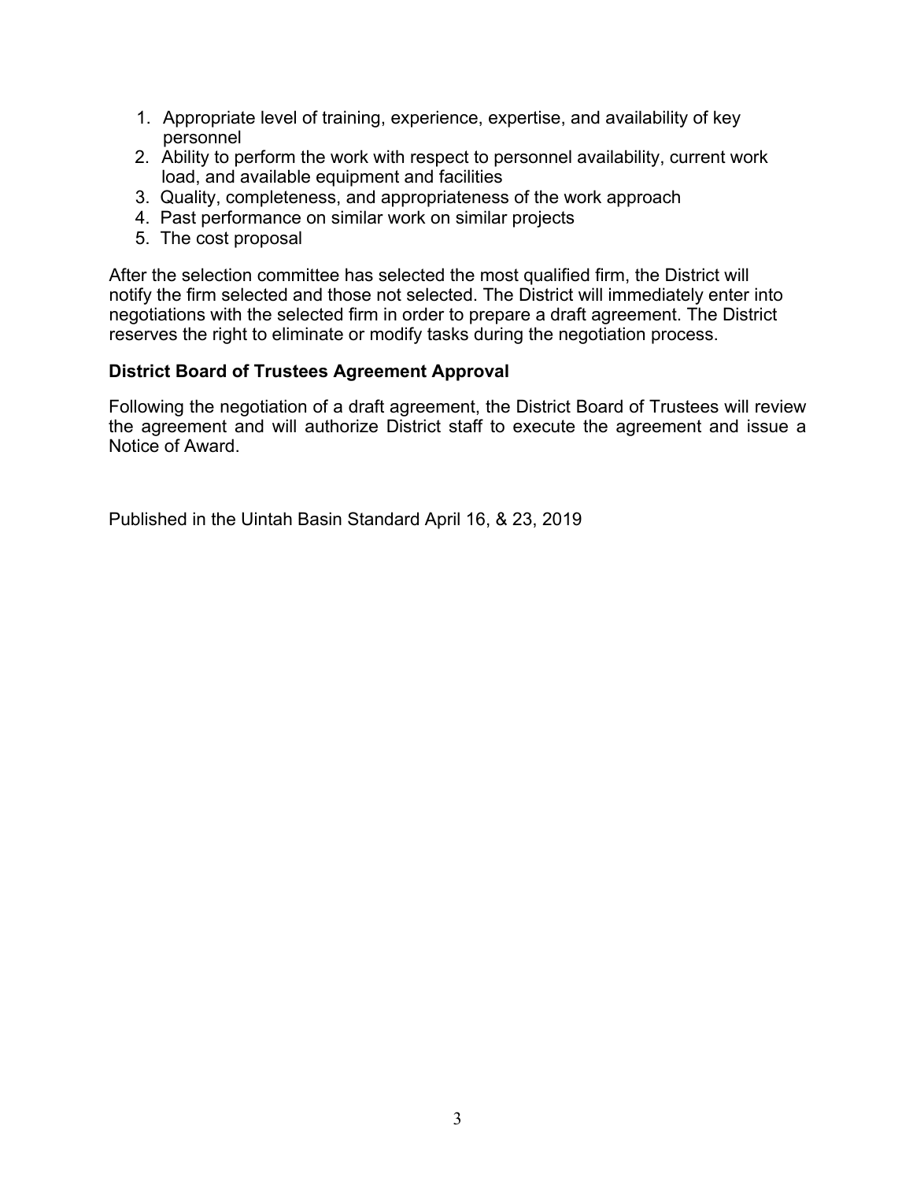1. Appropriate level of training, experience, expertise, and availability of key personnel
2. Ability to perform the work with respect to personnel availability, current work load, and available equipment and facilities
3. Quality, completeness, and appropriateness of the work approach
4. Past performance on similar work on similar projects
5. The cost proposal

After the selection committee has selected the most qualified firm, the District will notify the firm selected and those not selected. The District will immediately enter into negotiations with the selected firm in order to prepare a draft agreement. The District reserves the right to eliminate or modify tasks during the negotiation process.

**District Board of Trustees Agreement Approval**

Following the negotiation of a draft agreement, the District Board of Trustees will review the agreement and will authorize District staff to execute the agreement and issue a Notice of Award.

Published in the Uintah Basin Standard April 16, & 23, 2019